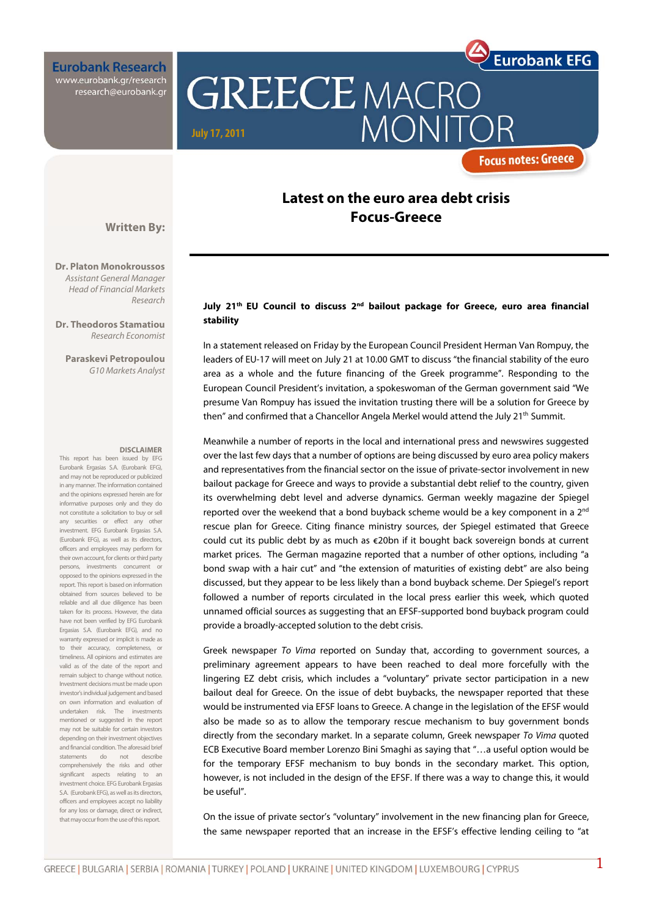# Eurobank Research

www.eurobank.gr/research
research@eurobank.gr

# GREECE MACRO MONITOR

July 17, 2011

Eurobank EFG

Focus notes: Greece

## Latest on the euro area debt crisis
## Focus-Greece

**Written By:**

**Dr. Platon Monokroussos**
*Assistant General Manager*
*Head of Financial Markets Research*

**Dr. Theodoros Stamatiou**
*Research Economist*

**Paraskevi Petropoulou**
*G10 Markets Analyst*

**DISCLAIMER**

This report has been issued by EFG Eurobank Ergasias S.A. (Eurobank EFG), and may not be reproduced or publicized in any manner. The information contained and the opinions expressed herein are for informative purposes only and they do not constitute a solicitation to buy or sell any securities or effect any other investment. EFG Eurobank Ergasias S.A. (Eurobank EFG), as well as its directors, officers and employees may perform for their own account, for clients or third party persons, investments concurrent or opposed to the opinions expressed in the report. This report is based on information obtained from sources believed to be reliable and all due diligence has been taken for its process. However, the data have not been verified by EFG Eurobank Ergasias S.A. (Eurobank EFG), and no warranty expressed or implicit is made as to their accuracy, completeness, or timeliness. All opinions and estimates are valid as of the date of the report and remain subject to change without notice. Investment decisions must be made upon investor's individual judgement and based on own information and evaluation of undertaken risk. The investments mentioned or suggested in the report may not be suitable for certain investors depending on their investment objectives and financial condition. The aforesaid brief statements do not describe comprehensively the risks and other significant aspects relating to an investment choice. EFG Eurobank Ergasias S.A. (Eurobank EFG), as well as its directors, officers and employees accept no liability for any loss or damage, direct or indirect, that may occur from the use of this report.

**July 21st EU Council to discuss 2nd bailout package for Greece, euro area financial stability**

In a statement released on Friday by the European Council President Herman Van Rompuy, the leaders of EU-17 will meet on July 21 at 10.00 GMT to discuss "the financial stability of the euro area as a whole and the future financing of the Greek programme". Responding to the European Council President's invitation, a spokeswoman of the German government said "We presume Van Rompuy has issued the invitation trusting there will be a solution for Greece by then" and confirmed that a Chancellor Angela Merkel would attend the July 21st Summit.

Meanwhile a number of reports in the local and international press and newswires suggested over the last few days that a number of options are being discussed by euro area policy makers and representatives from the financial sector on the issue of private-sector involvement in new bailout package for Greece and ways to provide a substantial debt relief to the country, given its overwhelming debt level and adverse dynamics. German weekly magazine der Spiegel reported over the weekend that a bond buyback scheme would be a key component in a 2nd rescue plan for Greece. Citing finance ministry sources, der Spiegel estimated that Greece could cut its public debt by as much as €20bn if it bought back sovereign bonds at current market prices. The German magazine reported that a number of other options, including "a bond swap with a hair cut" and "the extension of maturities of existing debt" are also being discussed, but they appear to be less likely than a bond buyback scheme. Der Spiegel's report followed a number of reports circulated in the local press earlier this week, which quoted unnamed official sources as suggesting that an EFSF-supported bond buyback program could provide a broadly-accepted solution to the debt crisis.

Greek newspaper *To Vima* reported on Sunday that, according to government sources, a preliminary agreement appears to have been reached to deal more forcefully with the lingering EZ debt crisis, which includes a "voluntary" private sector participation in a new bailout deal for Greece. On the issue of debt buybacks, the newspaper reported that these would be instrumented via EFSF loans to Greece. A change in the legislation of the EFSF would also be made so as to allow the temporary rescue mechanism to buy government bonds directly from the secondary market. In a separate column, Greek newspaper *To Vima* quoted ECB Executive Board member Lorenzo Bini Smaghi as saying that "…a useful option would be for the temporary EFSF mechanism to buy bonds in the secondary market. This option, however, is not included in the design of the EFSF. If there was a way to change this, it would be useful".

On the issue of private sector's "voluntary" involvement in the new financing plan for Greece, the same newspaper reported that an increase in the EFSF's effective lending ceiling to "at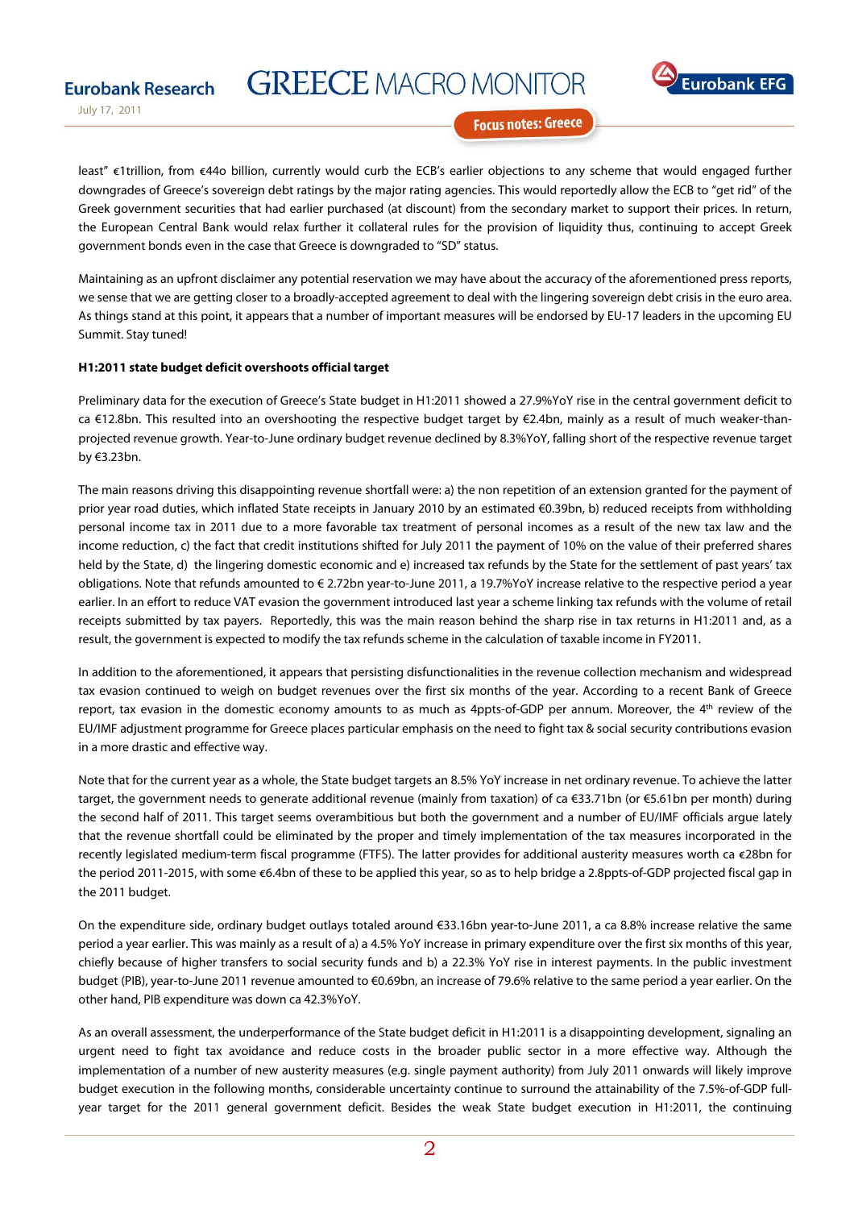least" €1trillion, from €44o billion, currently would curb the ECB's earlier objections to any scheme that would engaged further downgrades of Greece's sovereign debt ratings by the major rating agencies. This would reportedly allow the ECB to "get rid" of the Greek government securities that had earlier purchased (at discount) from the secondary market to support their prices. In return, the European Central Bank would relax further it collateral rules for the provision of liquidity thus, continuing to accept Greek government bonds even in the case that Greece is downgraded to "SD" status.

Maintaining as an upfront disclaimer any potential reservation we may have about the accuracy of the aforementioned press reports, we sense that we are getting closer to a broadly-accepted agreement to deal with the lingering sovereign debt crisis in the euro area. As things stand at this point, it appears that a number of important measures will be endorsed by EU-17 leaders in the upcoming EU Summit. Stay tuned!

**H1:2011 state budget deficit overshoots official target**

Preliminary data for the execution of Greece's State budget in H1:2011 showed a 27.9%YoY rise in the central government deficit to ca €12.8bn. This resulted into an overshooting the respective budget target by €2.4bn, mainly as a result of much weaker-than-projected revenue growth. Year-to-June ordinary budget revenue declined by 8.3%YoY, falling short of the respective revenue target by €3.23bn.

The main reasons driving this disappointing revenue shortfall were: a) the non repetition of an extension granted for the payment of prior year road duties, which inflated State receipts in January 2010 by an estimated €0.39bn, b) reduced receipts from withholding personal income tax in 2011 due to a more favorable tax treatment of personal incomes as a result of the new tax law and the income reduction, c) the fact that credit institutions shifted for July 2011 the payment of 10% on the value of their preferred shares held by the State, d) the lingering domestic economic and e) increased tax refunds by the State for the settlement of past years' tax obligations. Note that refunds amounted to € 2.72bn year-to-June 2011, a 19.7%YoY increase relative to the respective period a year earlier. In an effort to reduce VAT evasion the government introduced last year a scheme linking tax refunds with the volume of retail receipts submitted by tax payers. Reportedly, this was the main reason behind the sharp rise in tax returns in H1:2011 and, as a result, the government is expected to modify the tax refunds scheme in the calculation of taxable income in FY2011.

In addition to the aforementioned, it appears that persisting disfunctionalities in the revenue collection mechanism and widespread tax evasion continued to weigh on budget revenues over the first six months of the year. According to a recent Bank of Greece report, tax evasion in the domestic economy amounts to as much as 4ppts-of-GDP per annum. Moreover, the 4th review of the EU/IMF adjustment programme for Greece places particular emphasis on the need to fight tax & social security contributions evasion in a more drastic and effective way.

Note that for the current year as a whole, the State budget targets an 8.5% YoY increase in net ordinary revenue. To achieve the latter target, the government needs to generate additional revenue (mainly from taxation) of ca €33.71bn (or €5.61bn per month) during the second half of 2011. This target seems overambitious but both the government and a number of EU/IMF officials argue lately that the revenue shortfall could be eliminated by the proper and timely implementation of the tax measures incorporated in the recently legislated medium-term fiscal programme (FTFS). The latter provides for additional austerity measures worth ca €28bn for the period 2011-2015, with some €6.4bn of these to be applied this year, so as to help bridge a 2.8ppts-of-GDP projected fiscal gap in the 2011 budget.

On the expenditure side, ordinary budget outlays totaled around €33.16bn year-to-June 2011, a ca 8.8% increase relative the same period a year earlier. This was mainly as a result of a) a 4.5% YoY increase in primary expenditure over the first six months of this year, chiefly because of higher transfers to social security funds and b) a 22.3% YoY rise in interest payments. In the public investment budget (PIB), year-to-June 2011 revenue amounted to €0.69bn, an increase of 79.6% relative to the same period a year earlier. On the other hand, PIB expenditure was down ca 42.3%YoY.

As an overall assessment, the underperformance of the State budget deficit in H1:2011 is a disappointing development, signaling an urgent need to fight tax avoidance and reduce costs in the broader public sector in a more effective way. Although the implementation of a number of new austerity measures (e.g. single payment authority) from July 2011 onwards will likely improve budget execution in the following months, considerable uncertainty continue to surround the attainability of the 7.5%-of-GDP full-year target for the 2011 general government deficit. Besides the weak State budget execution in H1:2011, the continuing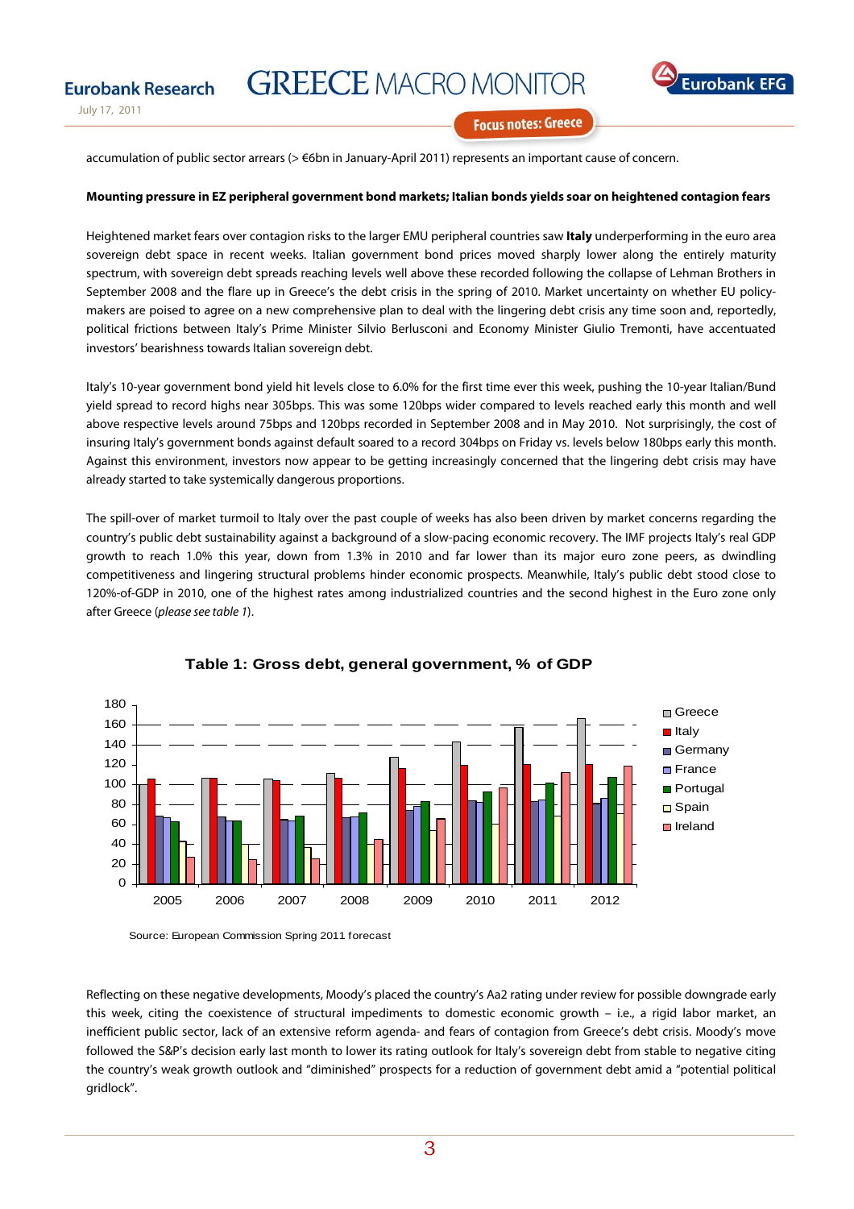accumulation of public sector arrears (> €6bn in January-April 2011) represents an important cause of concern.

**Mounting pressure in EZ peripheral government bond markets; Italian bonds yields soar on heightened contagion fears**

Heightened market fears over contagion risks to the larger EMU peripheral countries saw **Italy** underperforming in the euro area sovereign debt space in recent weeks. Italian government bond prices moved sharply lower along the entirely maturity spectrum, with sovereign debt spreads reaching levels well above these recorded following the collapse of Lehman Brothers in September 2008 and the flare up in Greece's the debt crisis in the spring of 2010. Market uncertainty on whether EU policy-makers are poised to agree on a new comprehensive plan to deal with the lingering debt crisis any time soon and, reportedly, political frictions between Italy's Prime Minister Silvio Berlusconi and Economy Minister Giulio Tremonti, have accentuated investors' bearishness towards Italian sovereign debt.

Italy's 10-year government bond yield hit levels close to 6.0% for the first time ever this week, pushing the 10-year Italian/Bund yield spread to record highs near 305bps. This was some 120bps wider compared to levels reached early this month and well above respective levels around 75bps and 120bps recorded in September 2008 and in May 2010. Not surprisingly, the cost of insuring Italy's government bonds against default soared to a record 304bps on Friday vs. levels below 180bps early this month. Against this environment, investors now appear to be getting increasingly concerned that the lingering debt crisis may have already started to take systemically dangerous proportions.

The spill-over of market turmoil to Italy over the past couple of weeks has also been driven by market concerns regarding the country's public debt sustainability against a background of a slow-pacing economic recovery. The IMF projects Italy's real GDP growth to reach 1.0% this year, down from 1.3% in 2010 and far lower than its major euro zone peers, as dwindling competitiveness and lingering structural problems hinder economic prospects. Meanwhile, Italy's public debt stood close to 120%-of-GDP in 2010, one of the highest rates among industrialized countries and the second highest in the Euro zone only after Greece (*please see table 1*).

**Table 1: Gross debt, general government, % of GDP**

Source: European Commission Spring 2011 forecast

Reflecting on these negative developments, Moody's placed the country's Aa2 rating under review for possible downgrade early this week, citing the coexistence of structural impediments to domestic economic growth – i.e., a rigid labor market, an inefficient public sector, lack of an extensive reform agenda- and fears of contagion from Greece's debt crisis. Moody's move followed the S&P's decision early last month to lower its rating outlook for Italy's sovereign debt from stable to negative citing the country's weak growth outlook and "diminished" prospects for a reduction of government debt amid a "potential political gridlock".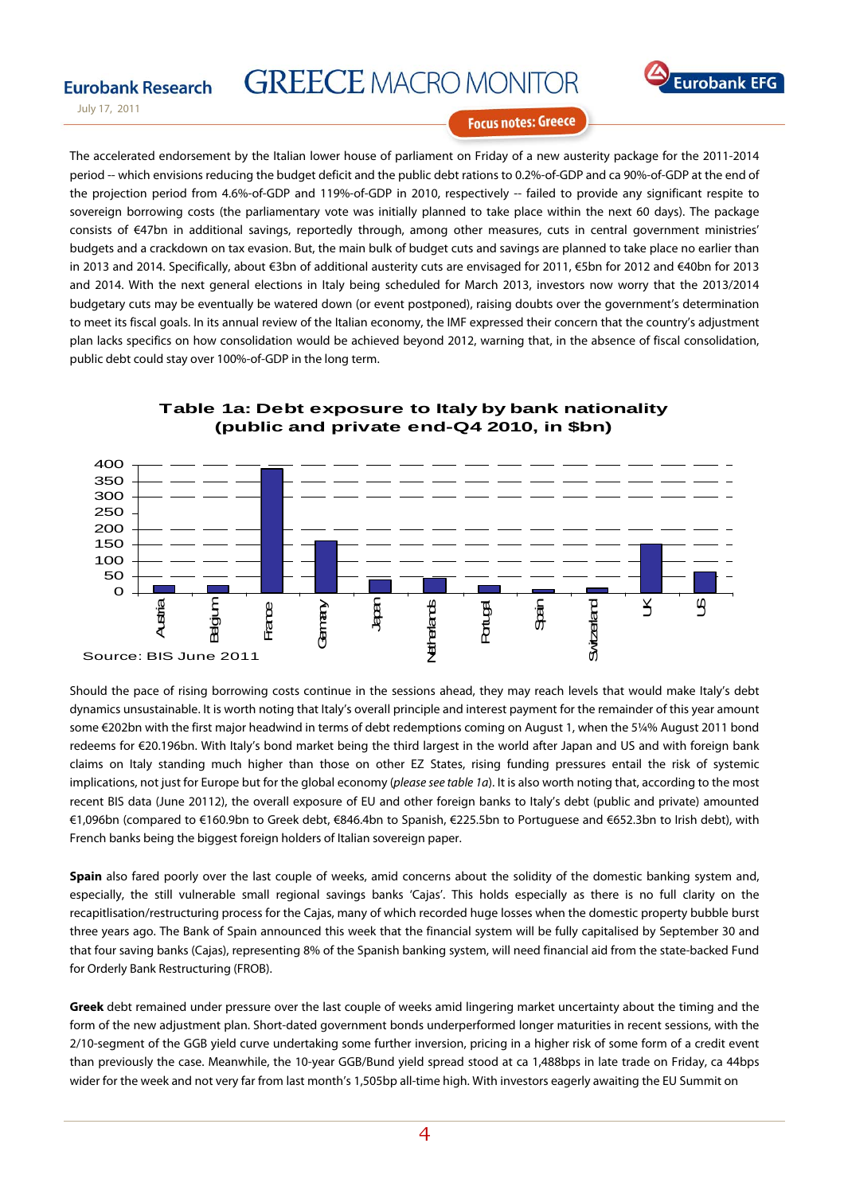The accelerated endorsement by the Italian lower house of parliament on Friday of a new austerity package for the 2011-2014 period -- which envisions reducing the budget deficit and the public debt rations to 0.2%-of-GDP and ca 90%-of-GDP at the end of the projection period from 4.6%-of-GDP and 119%-of-GDP in 2010, respectively -- failed to provide any significant respite to sovereign borrowing costs (the parliamentary vote was initially planned to take place within the next 60 days). The package consists of €47bn in additional savings, reportedly through, among other measures, cuts in central government ministries' budgets and a crackdown on tax evasion. But, the main bulk of budget cuts and savings are planned to take place no earlier than in 2013 and 2014. Specifically, about €3bn of additional austerity cuts are envisaged for 2011, €5bn for 2012 and €40bn for 2013 and 2014. With the next general elections in Italy being scheduled for March 2013, investors now worry that the 2013/2014 budgetary cuts may be eventually be watered down (or event postponed), raising doubts over the government's determination to meet its fiscal goals. In its annual review of the Italian economy, the IMF expressed their concern that the country's adjustment plan lacks specifics on how consolidation would be achieved beyond 2012, warning that, in the absence of fiscal consolidation, public debt could stay over 100%-of-GDP in the long term.

**Table 1a: Debt exposure to Italy by bank nationality (public and private end-Q4 2010, in $bn)**

Source: BIS June 2011

Should the pace of rising borrowing costs continue in the sessions ahead, they may reach levels that would make Italy's debt dynamics unsustainable. It is worth noting that Italy's overall principle and interest payment for the remainder of this year amount some €202bn with the first major headwind in terms of debt redemptions coming on August 1, when the 5¼% August 2011 bond redeems for €20.196bn. With Italy's bond market being the third largest in the world after Japan and US and with foreign bank claims on Italy standing much higher than those on other EZ States, rising funding pressures entail the risk of systemic implications, not just for Europe but for the global economy (*please see table 1a*). It is also worth noting that, according to the most recent BIS data (June 20112), the overall exposure of EU and other foreign banks to Italy's debt (public and private) amounted €1,096bn (compared to €160.9bn to Greek debt, €846.4bn to Spanish, €225.5bn to Portuguese and €652.3bn to Irish debt), with French banks being the biggest foreign holders of Italian sovereign paper.

**Spain** also fared poorly over the last couple of weeks, amid concerns about the solidity of the domestic banking system and, especially, the still vulnerable small regional savings banks 'Cajas'. This holds especially as there is no full clarity on the recapitalisation/restructuring process for the Cajas, many of which recorded huge losses when the domestic property bubble burst three years ago. The Bank of Spain announced this week that the financial system will be fully capitalised by September 30 and that four saving banks (Cajas), representing 8% of the Spanish banking system, will need financial aid from the state-backed Fund for Orderly Bank Restructuring (FROB).

**Greek** debt remained under pressure over the last couple of weeks amid lingering market uncertainty about the timing and the form of the new adjustment plan. Short-dated government bonds underperformed longer maturities in recent sessions, with the 2/10-segment of the GGB yield curve undertaking some further inversion, pricing in a higher risk of some form of a credit event than previously the case. Meanwhile, the 10-year GGB/Bund yield spread stood at ca 1,488bps in late trade on Friday, ca 44bps wider for the week and not very far from last month's 1,505bp all-time high. With investors eagerly awaiting the EU Summit on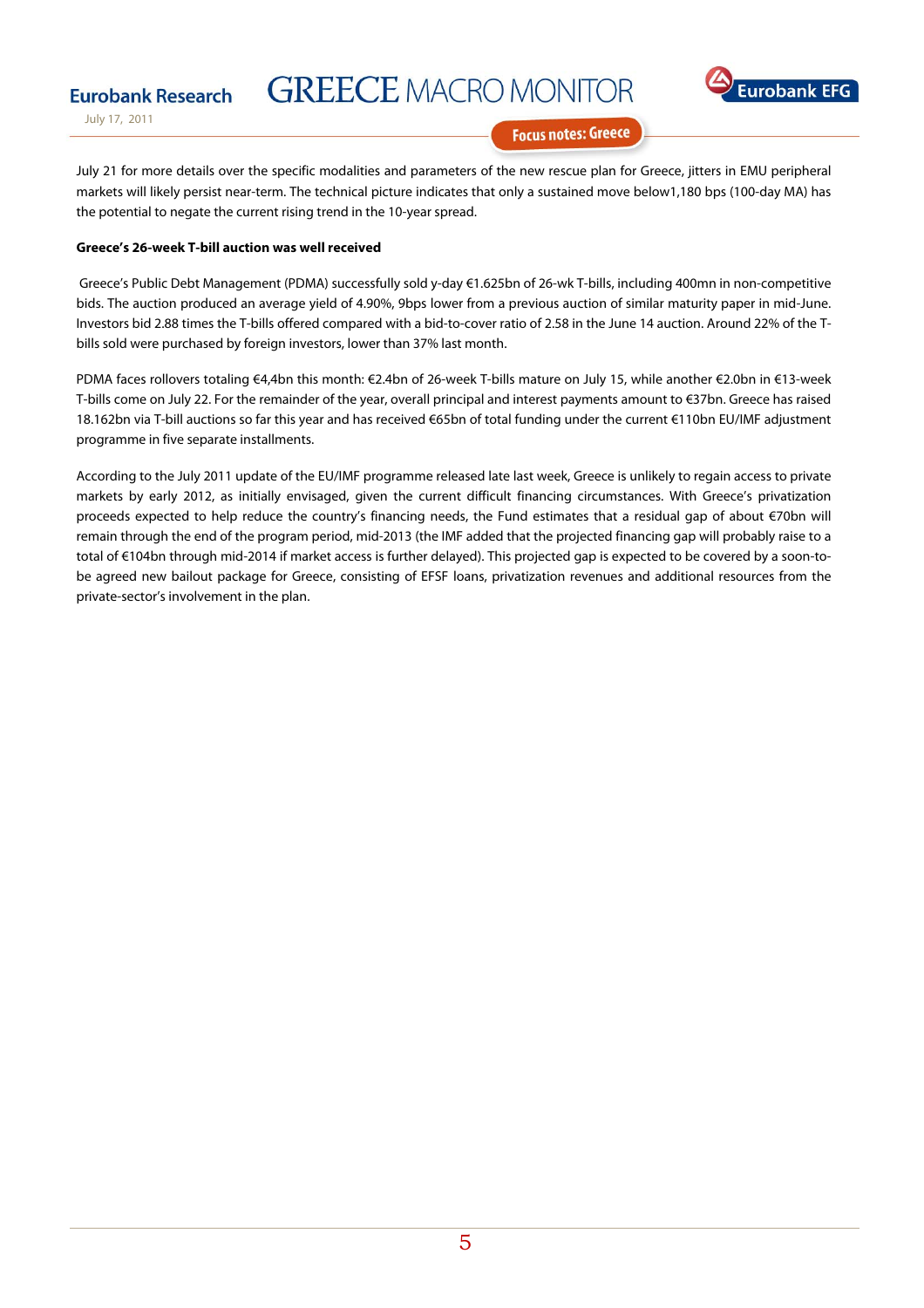July 21 for more details over the specific modalities and parameters of the new rescue plan for Greece, jitters in EMU peripheral markets will likely persist near-term. The technical picture indicates that only a sustained move below1,180 bps (100-day MA) has the potential to negate the current rising trend in the 10-year spread.

**Greece's 26-week T-bill auction was well received**

Greece's Public Debt Management (PDMA) successfully sold y-day €1.625bn of 26-wk T-bills, including 400mn in non-competitive bids. The auction produced an average yield of 4.90%, 9bps lower from a previous auction of similar maturity paper in mid-June. Investors bid 2.88 times the T-bills offered compared with a bid-to-cover ratio of 2.58 in the June 14 auction. Around 22% of the T-bills sold were purchased by foreign investors, lower than 37% last month.

PDMA faces rollovers totaling €4,4bn this month: €2.4bn of 26-week T-bills mature on July 15, while another €2.0bn in €13-week T-bills come on July 22. For the remainder of the year, overall principal and interest payments amount to €37bn. Greece has raised 18.162bn via T-bill auctions so far this year and has received €65bn of total funding under the current €110bn EU/IMF adjustment programme in five separate installments.

According to the July 2011 update of the EU/IMF programme released late last week, Greece is unlikely to regain access to private markets by early 2012, as initially envisaged, given the current difficult financing circumstances. With Greece's privatization proceeds expected to help reduce the country's financing needs, the Fund estimates that a residual gap of about €70bn will remain through the end of the program period, mid-2013 (the IMF added that the projected financing gap will probably raise to a total of €104bn through mid-2014 if market access is further delayed). This projected gap is expected to be covered by a soon-to-be agreed new bailout package for Greece, consisting of EFSF loans, privatization revenues and additional resources from the private-sector's involvement in the plan.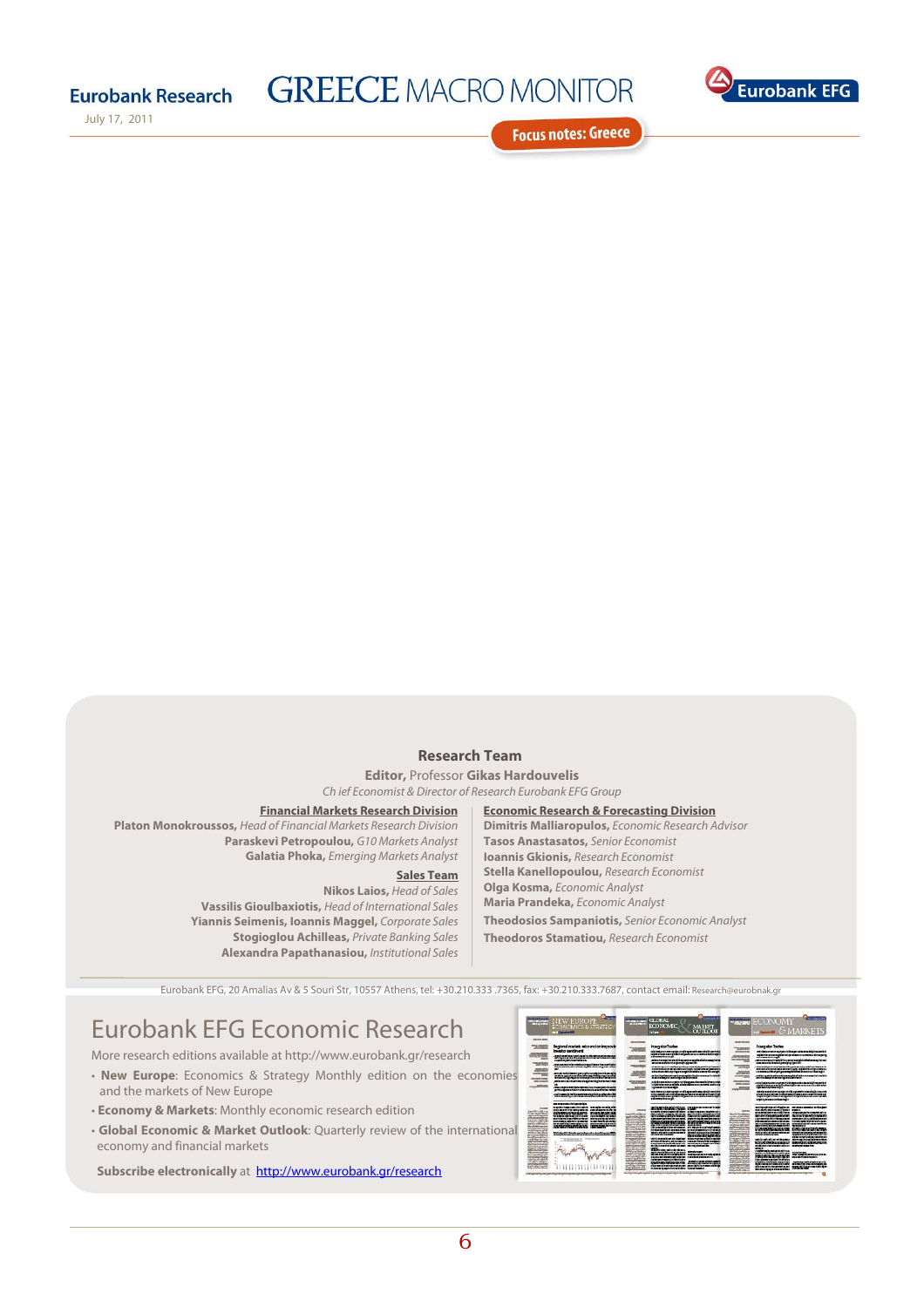## Research Team

**Editor,** Professor **Gikas Hardouvelis**
*Chief Economist & Director of Research Eurobank EFG Group*

**Financial Markets Research Division**
**Platon Monokroussos,** *Head of Financial Markets Research Division*
**Paraskevi Petropoulou,** *G10 Markets Analyst*
**Galatia Phoka,** *Emerging Markets Analyst*

**Sales Team**
**Nikos Laios,** *Head of Sales*
**Vassilis Gioulbaxiotis,** *Head of International Sales*
**Yiannis Seimenis, Ioannis Maggel,** *Corporate Sales*
**Stogioglou Achilleas,** *Private Banking Sales*
**Alexandra Papathanasiou,** *Institutional Sales*

**Economic Research & Forecasting Division**
**Dimitris Malliaropulos,** *Economic Research Advisor*
**Tasos Anastasatos,** *Senior Economist*
**Ioannis Gkionis,** *Research Economist*
**Stella Kanellopoulou,** *Research Economist*
**Olga Kosma,** *Economic Analyst*
**Maria Prandeka,** *Economic Analyst*
**Theodosios Sampaniotis,** *Senior Economic Analyst*
**Theodoros Stamatiou,** *Research Economist*

Eurobank EFG, 20 Amalias Av & 5 Souri Str, 10557 Athens, tel: +30.210.333 .7365, fax: +30.210.333.7687, contact email: Research@eurobnak.gr

# Eurobank EFG Economic Research

More research editions available at http://www.eurobank.gr/research

- **New Europe**: Economics & Strategy Monthly edition on the economies and the markets of New Europe
- **Economy & Markets**: Monthly economic research edition
- **Global Economic & Market Outlook**: Quarterly review of the international economy and financial markets

**Subscribe electronically** at http://www.eurobank.gr/research